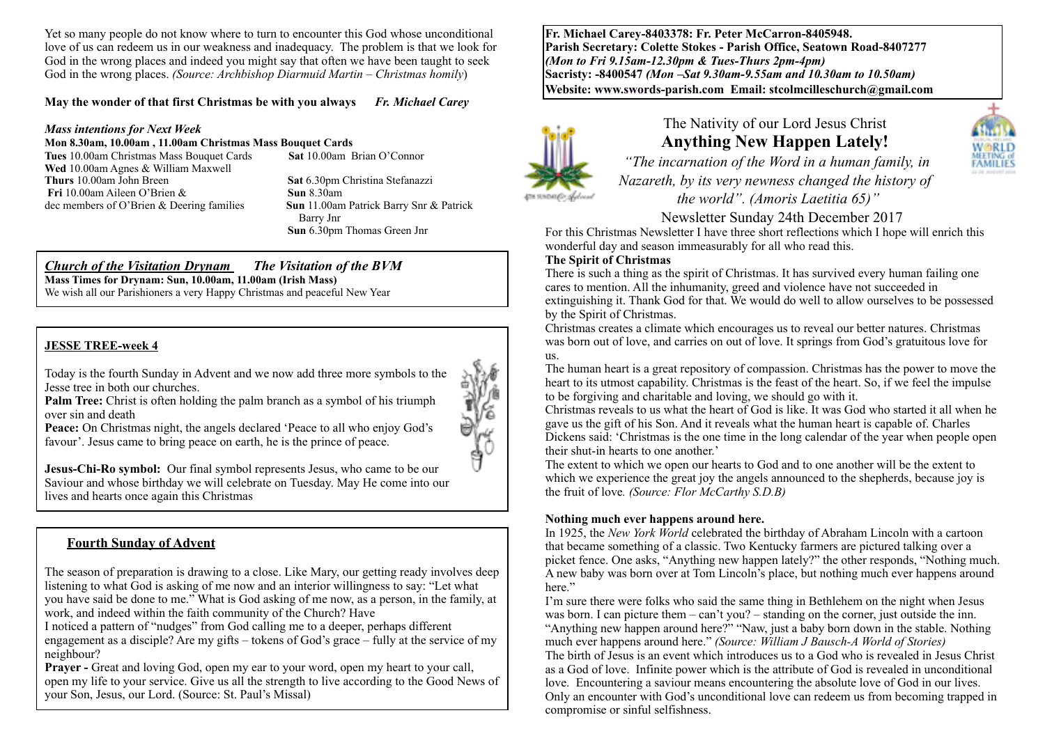Yet so many people do not know where to turn to encounter this God whose unconditional love of us can redeem us in our weakness and inadequacy. The problem is that we look for God in the wrong places and indeed you might say that often we have been taught to seek God in the wrong places. *(Source: Archbishop Diarmuid Martin – Christmas homily)*

**May the wonder of that first Christmas be with you always** *Fr. Michael Carey*

***Mass intentions for Next Week***

**Mon 8.30am, 10.00am , 11.00am Christmas Mass Bouquet Cards**
**Tues** 10.00am Christmas Mass Bouquet Cards
**Wed** 10.00am Agnes & William Maxwell
**Thurs** 10.00am John Breen
**Fri** 10.00am Aileen O'Brien & dec members of O'Brien & Deering families
**Sat** 10.00am Brian O'Connor
**Sat** 6.30pm Christina Stefanazzi
**Sun** 8.30am
**Sun** 11.00am Patrick Barry Snr & Patrick Barry Jnr
**Sun** 6.30pm Thomas Green Jnr

***Church of the Visitation Drynam*** ***The Visitation of the BVM***
**Mass Times for Drynam: Sun, 10.00am, 11.00am (Irish Mass)**
We wish all our Parishioners a very Happy Christmas and peaceful New Year

**JESSE TREE-week 4**

Today is the fourth Sunday in Advent and we now add three more symbols to the Jesse tree in both our churches.

**Palm Tree:** Christ is often holding the palm branch as a symbol of his triumph over sin and death

**Peace:** On Christmas night, the angels declared 'Peace to all who enjoy God's favour'. Jesus came to bring peace on earth, he is the prince of peace.

**Jesus-Chi-Ro symbol:** Our final symbol represents Jesus, who came to be our Saviour and whose birthday we will celebrate on Tuesday. May He come into our lives and hearts once again this Christmas

**Fourth Sunday of Advent**

The season of preparation is drawing to a close. Like Mary, our getting ready involves deep listening to what God is asking of me now and an interior willingness to say: "Let what you have said be done to me." What is God asking of me now, as a person, in the family, at work, and indeed within the faith community of the Church? Have I noticed a pattern of "nudges" from God calling me to a deeper, perhaps different engagement as a disciple? Are my gifts – tokens of God's grace – fully at the service of my neighbour?

**Prayer -** Great and loving God, open my ear to your word, open my heart to your call, open my life to your service. Give us all the strength to live according to the Good News of your Son, Jesus, our Lord. (Source: St. Paul's Missal)

**Fr. Michael Carey-8403378: Fr. Peter McCarron-8405948.**
**Parish Secretary: Colette Stokes - Parish Office, Seatown Road-8407277**
***(Mon to Fri 9.15am-12.30pm & Tues-Thurs 2pm-4pm)***
**Sacristy: -8400547 *(Mon –Sat 9.30am-9.55am and 10.30am to 10.50am)***
**Website: www.swords-parish.com Email: stcolmcilleschurch@gmail.com**

## The Nativity of our Lord Jesus Christ
# Anything New Happen Lately!

*"The incarnation of the Word in a human family, in Nazareth, by its very newness changed the history of the world". (Amoris Laetitia 65)"*

Newsletter Sunday 24th December 2017

For this Christmas Newsletter I have three short reflections which I hope will enrich this wonderful day and season immeasurably for all who read this.

**The Spirit of Christmas**

There is such a thing as the spirit of Christmas. It has survived every human failing one cares to mention. All the inhumanity, greed and violence have not succeeded in extinguishing it. Thank God for that. We would do well to allow ourselves to be possessed by the Spirit of Christmas.

Christmas creates a climate which encourages us to reveal our better natures. Christmas was born out of love, and carries on out of love. It springs from God's gratuitous love for us.

The human heart is a great repository of compassion. Christmas has the power to move the heart to its utmost capability. Christmas is the feast of the heart. So, if we feel the impulse to be forgiving and charitable and loving, we should go with it.

Christmas reveals to us what the heart of God is like. It was God who started it all when he gave us the gift of his Son. And it reveals what the human heart is capable of. Charles Dickens said: 'Christmas is the one time in the long calendar of the year when people open their shut-in hearts to one another.'

The extent to which we open our hearts to God and to one another will be the extent to which we experience the great joy the angels announced to the shepherds, because joy is the fruit of love*. (Source: Flor McCarthy S.D.B)*

**Nothing much ever happens around here.**

In 1925, the *New York World* celebrated the birthday of Abraham Lincoln with a cartoon that became something of a classic. Two Kentucky farmers are pictured talking over a picket fence. One asks, "Anything new happen lately?" the other responds, "Nothing much. A new baby was born over at Tom Lincoln's place, but nothing much ever happens around here."

I'm sure there were folks who said the same thing in Bethlehem on the night when Jesus was born. I can picture them – can't you? – standing on the corner, just outside the inn. "Anything new happen around here?" "Naw, just a baby born down in the stable. Nothing much ever happens around here." *(Source: William J Bausch-A World of Stories)*

The birth of Jesus is an event which introduces us to a God who is revealed in Jesus Christ as a God of love. Infinite power which is the attribute of God is revealed in unconditional love. Encountering a saviour means encountering the absolute love of God in our lives. Only an encounter with God's unconditional love can redeem us from becoming trapped in compromise or sinful selfishness.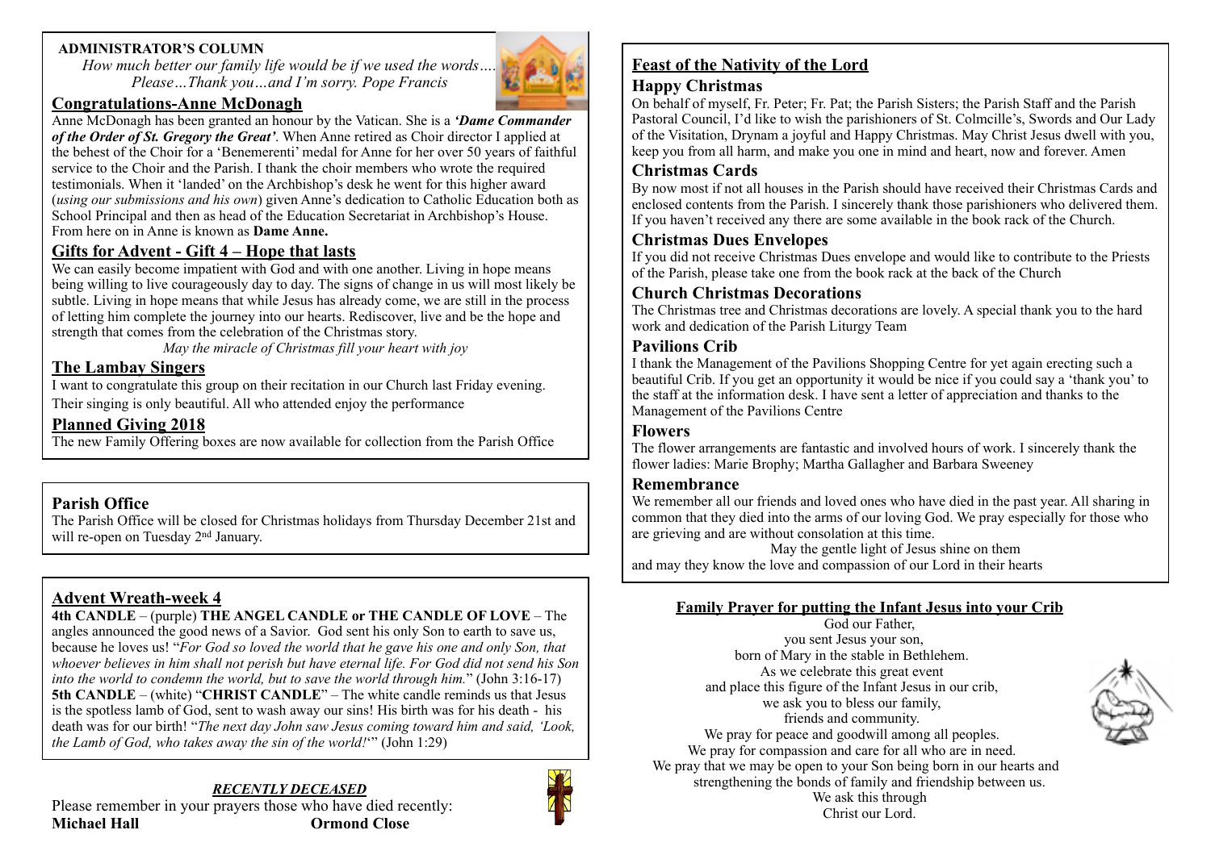**ADMINISTRATOR'S COLUMN**

*How much better our family life would be if we used the words…. Please…Thank you…and I'm sorry. Pope Francis*

## Congratulations-Anne McDonagh

Anne McDonagh has been granted an honour by the Vatican. She is a ***'Dame Commander of the Order of St. Gregory the Great'***. When Anne retired as Choir director I applied at the behest of the Choir for a 'Benemerenti' medal for Anne for her over 50 years of faithful service to the Choir and the Parish. I thank the choir members who wrote the required testimonials. When it 'landed' on the Archbishop's desk he went for this higher award (*using our submissions and his own*) given Anne's dedication to Catholic Education both as School Principal and then as head of the Education Secretariat in Archbishop's House. From here on in Anne is known as **Dame Anne.**

## Gifts for Advent - Gift 4 – Hope that lasts

We can easily become impatient with God and with one another. Living in hope means being willing to live courageously day to day. The signs of change in us will most likely be subtle. Living in hope means that while Jesus has already come, we are still in the process of letting him complete the journey into our hearts. Rediscover, live and be the hope and strength that comes from the celebration of the Christmas story.

*May the miracle of Christmas fill your heart with joy*

## The Lambay Singers

I want to congratulate this group on their recitation in our Church last Friday evening. Their singing is only beautiful. All who attended enjoy the performance

## Planned Giving 2018

The new Family Offering boxes are now available for collection from the Parish Office

## Parish Office

The Parish Office will be closed for Christmas holidays from Thursday December 21st and will re-open on Tuesday 2nd January.

## Advent Wreath-week 4

**4th CANDLE** – (purple) **THE ANGEL CANDLE or THE CANDLE OF LOVE** – The angles announced the good news of a Savior. God sent his only Son to earth to save us, because he loves us! "*For God so loved the world that he gave his one and only Son, that whoever believes in him shall not perish but have eternal life. For God did not send his Son into the world to condemn the world, but to save the world through him.*" (John 3:16-17)

**5th CANDLE** – (white) "**CHRIST CANDLE**" – The white candle reminds us that Jesus is the spotless lamb of God, sent to wash away our sins! His birth was for his death - his death was for our birth! "*The next day John saw Jesus coming toward him and said, 'Look, the Lamb of God, who takes away the sin of the world!*'" (John 1:29)

***RECENTLY DECEASED***

Please remember in your prayers those who have died recently:

**Michael Hall** **Ormond Close**

## Feast of the Nativity of the Lord

### Happy Christmas

On behalf of myself, Fr. Peter; Fr. Pat; the Parish Sisters; the Parish Staff and the Parish Pastoral Council, I'd like to wish the parishioners of St. Colmcille's, Swords and Our Lady of the Visitation, Drynam a joyful and Happy Christmas. May Christ Jesus dwell with you, keep you from all harm, and make you one in mind and heart, now and forever. Amen

### Christmas Cards

By now most if not all houses in the Parish should have received their Christmas Cards and enclosed contents from the Parish. I sincerely thank those parishioners who delivered them. If you haven't received any there are some available in the book rack of the Church.

### Christmas Dues Envelopes

If you did not receive Christmas Dues envelope and would like to contribute to the Priests of the Parish, please take one from the book rack at the back of the Church

### Church Christmas Decorations

The Christmas tree and Christmas decorations are lovely. A special thank you to the hard work and dedication of the Parish Liturgy Team

### Pavilions Crib

I thank the Management of the Pavilions Shopping Centre for yet again erecting such a beautiful Crib. If you get an opportunity it would be nice if you could say a 'thank you' to the staff at the information desk. I have sent a letter of appreciation and thanks to the Management of the Pavilions Centre

### Flowers

The flower arrangements are fantastic and involved hours of work. I sincerely thank the flower ladies: Marie Brophy; Martha Gallagher and Barbara Sweeney

### Remembrance

We remember all our friends and loved ones who have died in the past year. All sharing in common that they died into the arms of our loving God. We pray especially for those who are grieving and are without consolation at this time.

May the gentle light of Jesus shine on them
and may they know the love and compassion of our Lord in their hearts

## Family Prayer for putting the Infant Jesus into your Crib

God our Father,
you sent Jesus your son,
born of Mary in the stable in Bethlehem.
As we celebrate this great event
and place this figure of the Infant Jesus in our crib,
we ask you to bless our family,
friends and community.
We pray for peace and goodwill among all peoples.
We pray for compassion and care for all who are in need.
We pray that we may be open to your Son being born in our hearts and
strengthening the bonds of family and friendship between us.
We ask this through
Christ our Lord.